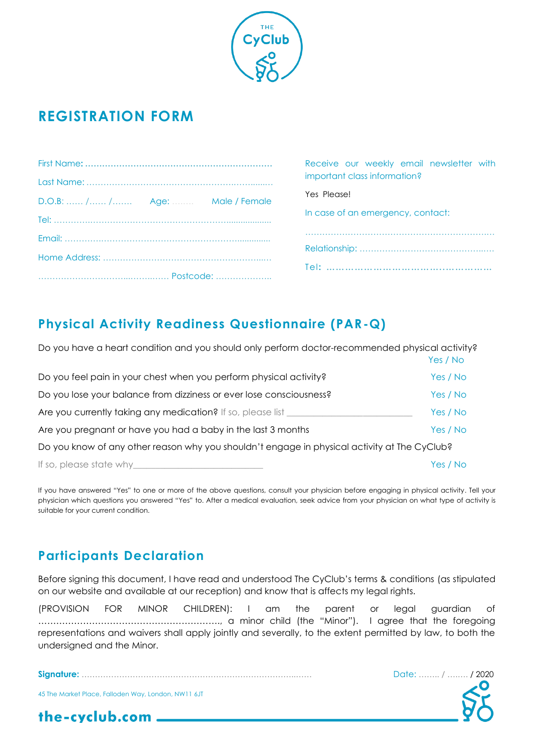THE CyClub

# REGISTRATION FORM

First Name: .................................................................

Last Name: .................................................................

D.O.B: …… /…… /……. Age: …….. Male / Female

Tel: .................................................................

Email: .................................................................

Home Address: .................................................................

.................................................. Postcode: ....................

Receive our weekly email newsletter with important class information?

Yes Please!

In case of an emergency, contact:

.................................................................

Relationship: .................................................

Tel: .................................................

## Physical Activity Readiness Questionnaire (PAR-Q)

Do you have a heart condition and you should only perform doctor-recommended physical activity? Yes / No

Do you feel pain in your chest when you perform physical activity? Yes / No

Do you lose your balance from dizziness or ever lose consciousness? Yes / No

Are you currently taking any medication? If so, please list ___________________________ Yes / No

Are you pregnant or have you had a baby in the last 3 months Yes / No

Do you know of any other reason why you shouldn't engage in physical activity at The CyClub?

If so, please state why___________________________ Yes / No

If you have answered "Yes" to one or more of the above questions, consult your physician before engaging in physical activity. Tell your physician which questions you answered "Yes" to. After a medical evaluation, seek advice from your physician on what type of activity is suitable for your current condition.

## Participants Declaration

Before signing this document, I have read and understood The CyClub's terms & conditions (as stipulated on our website and available at our reception) and know that is affects my legal rights.

(PROVISION FOR MINOR CHILDREN): I am the parent or legal guardian of ……………………………………………………., a minor child (the "Minor"). I agree that the foregoing representations and waivers shall apply jointly and severally, to the extent permitted by law, to both the undersigned and the Minor.

**Signature:** .................................................................................... Date: …….. / …….. / 2020

45 The Market Place, Falloden Way, London, NW11 6JT

the-cyclub.com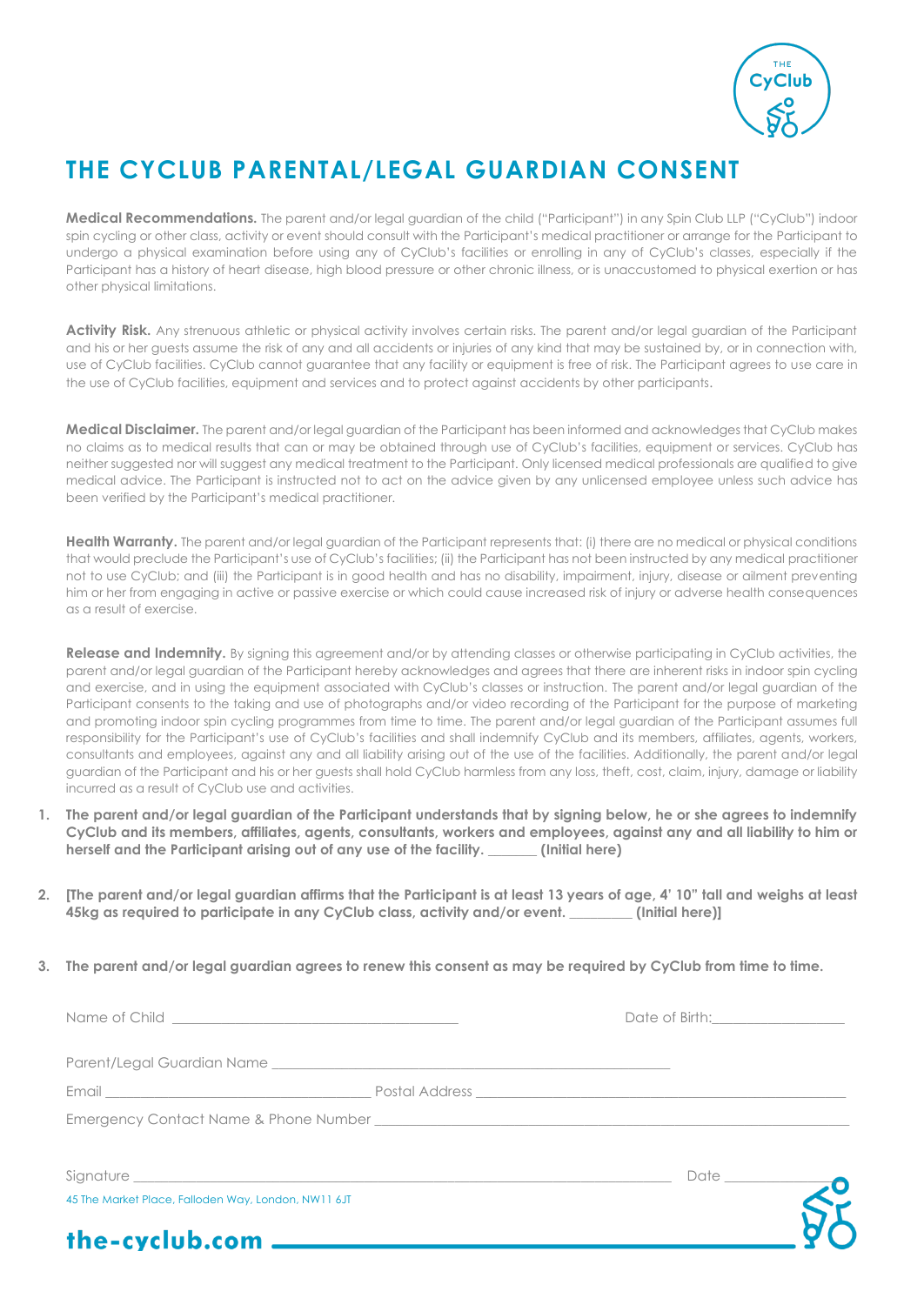# THE CYCLUB PARENTAL/LEGAL GUARDIAN CONSENT

**Medical Recommendations.** The parent and/or legal guardian of the child ("Participant") in any Spin Club LLP ("CyClub") indoor spin cycling or other class, activity or event should consult with the Participant's medical practitioner or arrange for the Participant to undergo a physical examination before using any of CyClub's facilities or enrolling in any of CyClub's classes, especially if the Participant has a history of heart disease, high blood pressure or other chronic illness, or is unaccustomed to physical exertion or has other physical limitations.

**Activity Risk.** Any strenuous athletic or physical activity involves certain risks. The parent and/or legal guardian of the Participant and his or her guests assume the risk of any and all accidents or injuries of any kind that may be sustained by, or in connection with, use of CyClub facilities. CyClub cannot guarantee that any facility or equipment is free of risk. The Participant agrees to use care in the use of CyClub facilities, equipment and services and to protect against accidents by other participants.

**Medical Disclaimer.** The parent and/or legal guardian of the Participant has been informed and acknowledges that CyClub makes no claims as to medical results that can or may be obtained through use of CyClub's facilities, equipment or services. CyClub has neither suggested nor will suggest any medical treatment to the Participant. Only licensed medical professionals are qualified to give medical advice. The Participant is instructed not to act on the advice given by any unlicensed employee unless such advice has been verified by the Participant's medical practitioner.

**Health Warranty.** The parent and/or legal guardian of the Participant represents that: (i) there are no medical or physical conditions that would preclude the Participant's use of CyClub's facilities; (ii) the Participant has not been instructed by any medical practitioner not to use CyClub; and (iii) the Participant is in good health and has no disability, impairment, injury, disease or ailment preventing him or her from engaging in active or passive exercise or which could cause increased risk of injury or adverse health consequences as a result of exercise.

**Release and Indemnity.** By signing this agreement and/or by attending classes or otherwise participating in CyClub activities, the parent and/or legal guardian of the Participant hereby acknowledges and agrees that there are inherent risks in indoor spin cycling and exercise, and in using the equipment associated with CyClub's classes or instruction. The parent and/or legal guardian of the Participant consents to the taking and use of photographs and/or video recording of the Participant for the purpose of marketing and promoting indoor spin cycling programmes from time to time. The parent and/or legal guardian of the Participant assumes full responsibility for the Participant's use of CyClub's facilities and shall indemnify CyClub and its members, affiliates, agents, workers, consultants and employees, against any and all liability arising out of the use of the facilities. Additionally, the parent and/or legal guardian of the Participant and his or her guests shall hold CyClub harmless from any loss, theft, cost, claim, injury, damage or liability incurred as a result of CyClub use and activities.

1. **The parent and/or legal guardian of the Participant understands that by signing below, he or she agrees to indemnify CyClub and its members, affiliates, agents, consultants, workers and employees, against any and all liability to him or herself and the Participant arising out of any use of the facility. _______ (Initial here)**

2. **[The parent and/or legal guardian affirms that the Participant is at least 13 years of age, 4' 10" tall and weighs at least 45kg as required to participate in any CyClub class, activity and/or event. ________ (Initial here)]**

3. **The parent and/or legal guardian agrees to renew this consent as may be required by CyClub from time to time.**

Name of Child ________________________________________ Date of Birth: __________________

Parent/Legal Guardian Name ________________________________________________________

Email ____________________________________ Postal Address __________________________________________________

Emergency Contact Name & Phone Number _________________________________________________________________

Signature ___________________________________________________________________________ Date ______________

45 The Market Place, Falloden Way, London, NW11 6JT

**the-cyclub.com**